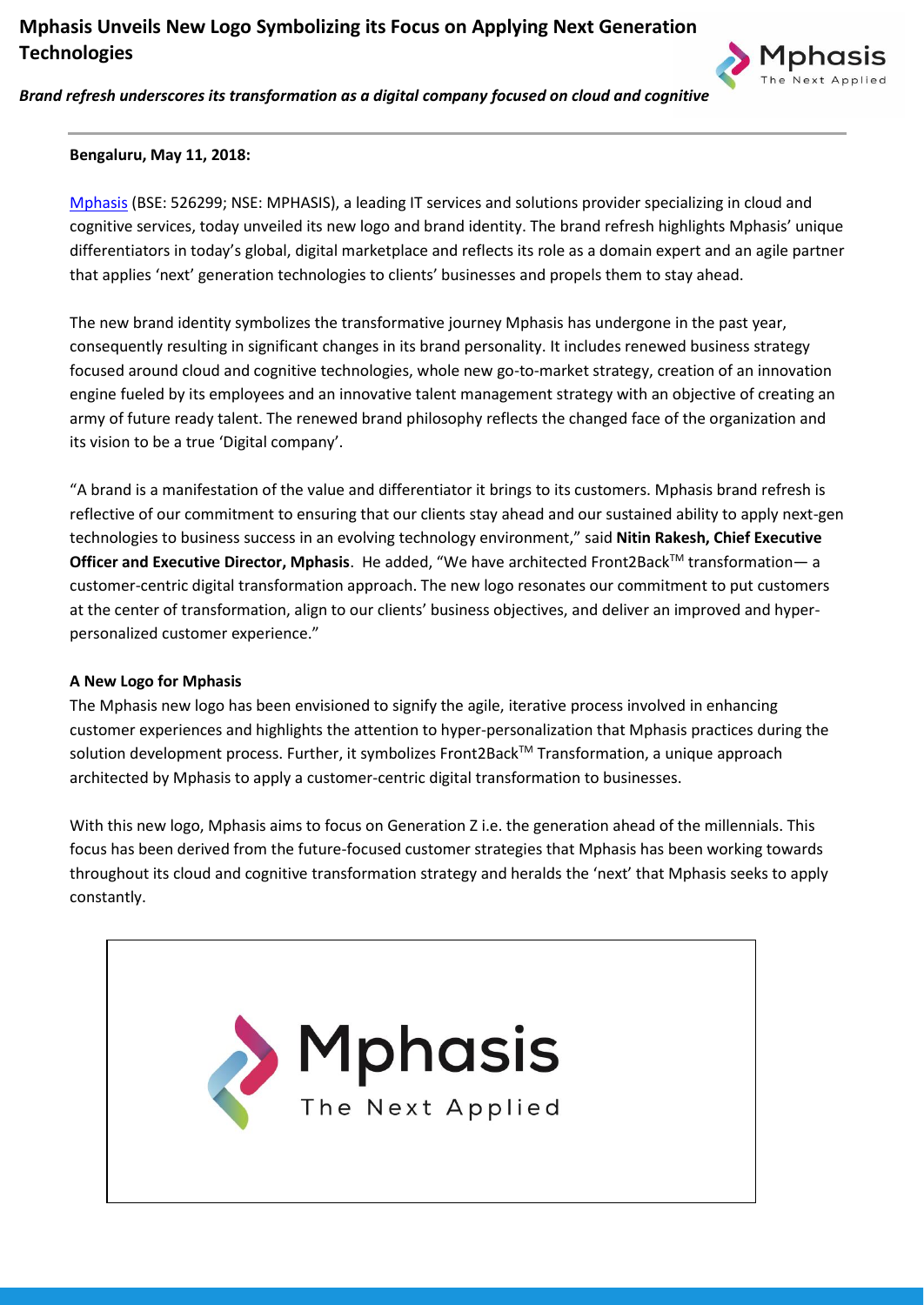# Mphasis Unveils New Logo Symbolizing its Focus on Applying Next Generation Technologies

***Brand refresh underscores its transformation as a digital company focused on cloud and cognitive***

**Bengaluru, May 11, 2018:**

Mphasis (BSE: 526299; NSE: MPHASIS), a leading IT services and solutions provider specializing in cloud and cognitive services, today unveiled its new logo and brand identity. The brand refresh highlights Mphasis' unique differentiators in today's global, digital marketplace and reflects its role as a domain expert and an agile partner that applies 'next' generation technologies to clients' businesses and propels them to stay ahead.

The new brand identity symbolizes the transformative journey Mphasis has undergone in the past year, consequently resulting in significant changes in its brand personality. It includes renewed business strategy focused around cloud and cognitive technologies, whole new go-to-market strategy, creation of an innovation engine fueled by its employees and an innovative talent management strategy with an objective of creating an army of future ready talent. The renewed brand philosophy reflects the changed face of the organization and its vision to be a true 'Digital company'.

"A brand is a manifestation of the value and differentiator it brings to its customers. Mphasis brand refresh is reflective of our commitment to ensuring that our clients stay ahead and our sustained ability to apply next-gen technologies to business success in an evolving technology environment," said **Nitin Rakesh, Chief Executive Officer and Executive Director, Mphasis**. He added, "We have architected Front2Back™ transformation— a customer-centric digital transformation approach. The new logo resonates our commitment to put customers at the center of transformation, align to our clients' business objectives, and deliver an improved and hyper-personalized customer experience."

**A New Logo for Mphasis**

The Mphasis new logo has been envisioned to signify the agile, iterative process involved in enhancing customer experiences and highlights the attention to hyper-personalization that Mphasis practices during the solution development process. Further, it symbolizes Front2Back™ Transformation, a unique approach architected by Mphasis to apply a customer-centric digital transformation to businesses.

With this new logo, Mphasis aims to focus on Generation Z i.e. the generation ahead of the millennials. This focus has been derived from the future-focused customer strategies that Mphasis has been working towards throughout its cloud and cognitive transformation strategy and heralds the 'next' that Mphasis seeks to apply constantly.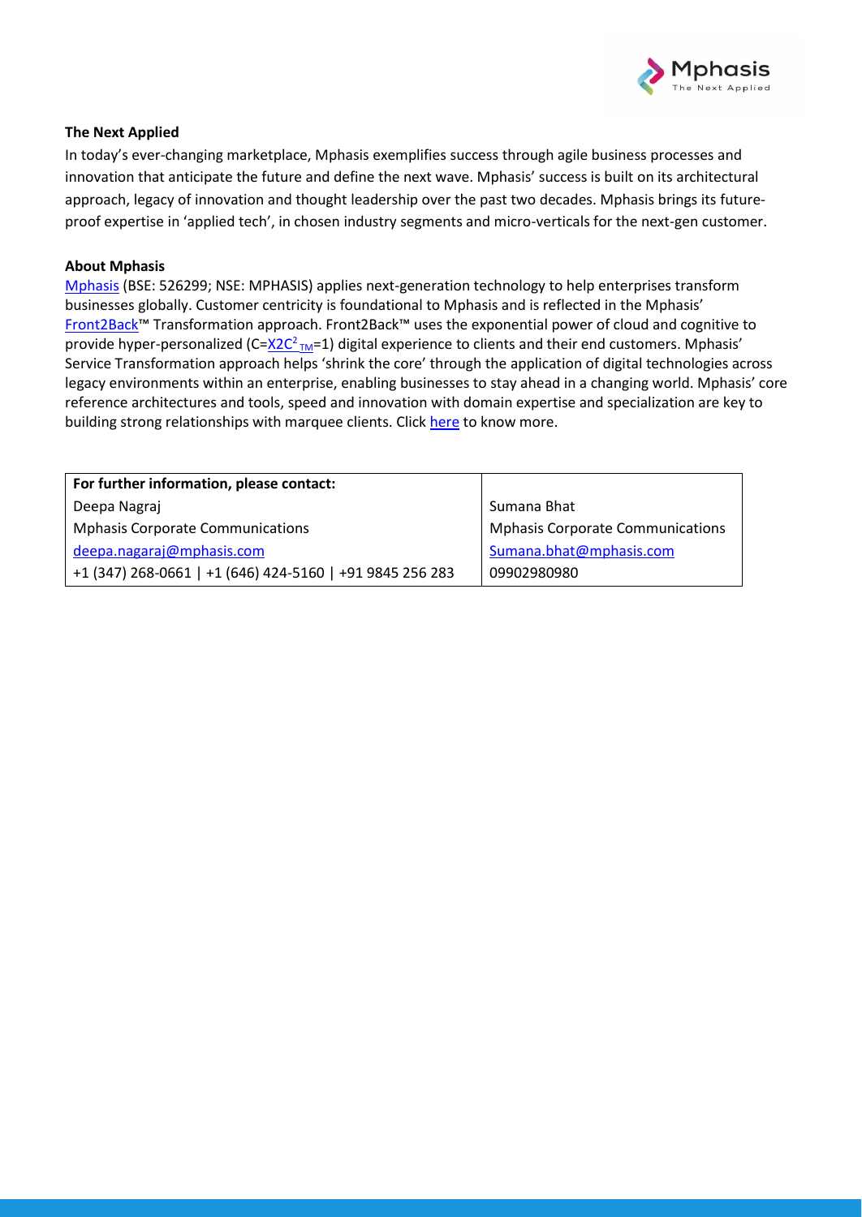**The Next Applied**

In today's ever-changing marketplace, Mphasis exemplifies success through agile business processes and innovation that anticipate the future and define the next wave. Mphasis' success is built on its architectural approach, legacy of innovation and thought leadership over the past two decades. Mphasis brings its future-proof expertise in 'applied tech', in chosen industry segments and micro-verticals for the next-gen customer.

**About Mphasis**

Mphasis (BSE: 526299; NSE: MPHASIS) applies next-generation technology to help enterprises transform businesses globally. Customer centricity is foundational to Mphasis and is reflected in the Mphasis' Front2Back™ Transformation approach. Front2Back™ uses the exponential power of cloud and cognitive to provide hyper-personalized ($C=X2C^2_{TM}=1$) digital experience to clients and their end customers. Mphasis' Service Transformation approach helps 'shrink the core' through the application of digital technologies across legacy environments within an enterprise, enabling businesses to stay ahead in a changing world. Mphasis' core reference architectures and tools, speed and innovation with domain expertise and specialization are key to building strong relationships with marquee clients. Click here to know more.

| **For further information, please contact:** | |
|---|---|
| Deepa Nagraj | Sumana Bhat |
| Mphasis Corporate Communications | Mphasis Corporate Communications |
| deepa.nagaraj@mphasis.com | Sumana.bhat@mphasis.com |
| +1 (347) 268-0661 \| +1 (646) 424-5160 \| +91 9845 256 283 | 09902980980 |